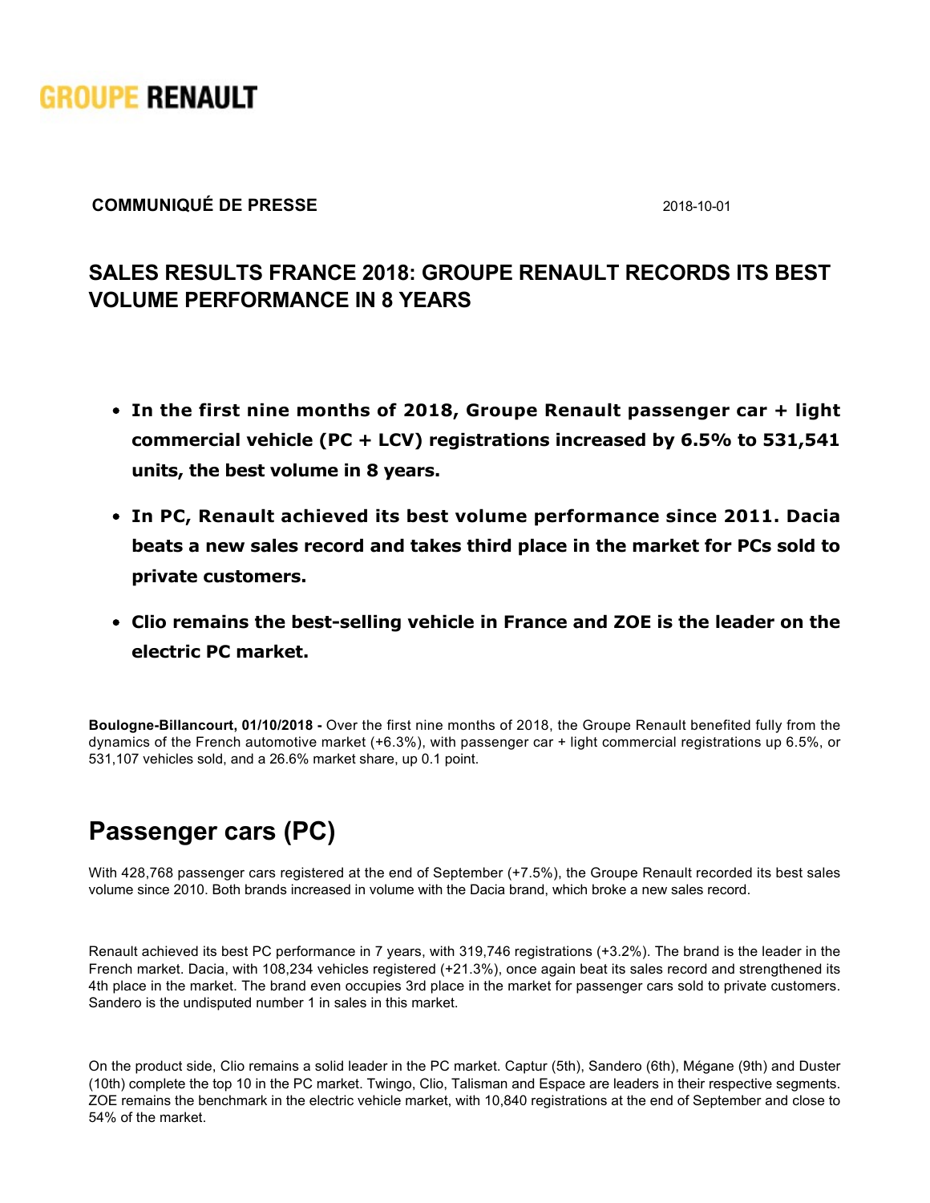**GROUPE RENAULT**

**COMMUNIQUÉ DE PRESSE** 2018-10-01

## SALES RESULTS FRANCE 2018: GROUPE RENAULT RECORDS ITS BEST VOLUME PERFORMANCE IN 8 YEARS

- **In the first nine months of 2018, Groupe Renault passenger car + light commercial vehicle (PC + LCV) registrations increased by 6.5% to 531,541 units, the best volume in 8 years.**
- **In PC, Renault achieved its best volume performance since 2011. Dacia beats a new sales record and takes third place in the market for PCs sold to private customers.**
- **Clio remains the best-selling vehicle in France and ZOE is the leader on the electric PC market.**

**Boulogne-Billancourt, 01/10/2018 -** Over the first nine months of 2018, the Groupe Renault benefited fully from the dynamics of the French automotive market (+6.3%), with passenger car + light commercial registrations up 6.5%, or 531,107 vehicles sold, and a 26.6% market share, up 0.1 point.

# Passenger cars (PC)

With 428,768 passenger cars registered at the end of September (+7.5%), the Groupe Renault recorded its best sales volume since 2010. Both brands increased in volume with the Dacia brand, which broke a new sales record.

Renault achieved its best PC performance in 7 years, with 319,746 registrations (+3.2%). The brand is the leader in the French market. Dacia, with 108,234 vehicles registered (+21.3%), once again beat its sales record and strengthened its 4th place in the market. The brand even occupies 3rd place in the market for passenger cars sold to private customers. Sandero is the undisputed number 1 in sales in this market.

On the product side, Clio remains a solid leader in the PC market. Captur (5th), Sandero (6th), Mégane (9th) and Duster (10th) complete the top 10 in the PC market. Twingo, Clio, Talisman and Espace are leaders in their respective segments. ZOE remains the benchmark in the electric vehicle market, with 10,840 registrations at the end of September and close to 54% of the market.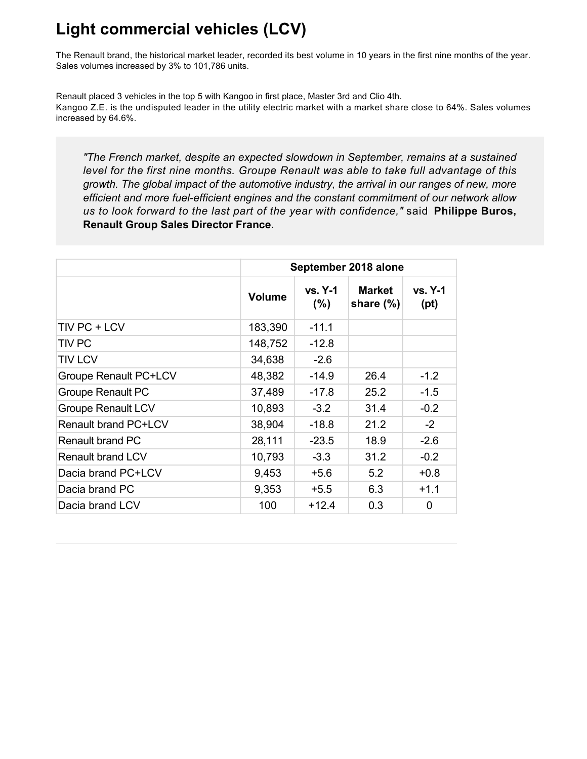# Light commercial vehicles (LCV)

The Renault brand, the historical market leader, recorded its best volume in 10 years in the first nine months of the year. Sales volumes increased by 3% to 101,786 units.

Renault placed 3 vehicles in the top 5 with Kangoo in first place, Master 3rd and Clio 4th.
Kangoo Z.E. is the undisputed leader in the utility electric market with a market share close to 64%. Sales volumes increased by 64.6%.

> *"The French market, despite an expected slowdown in September, remains at a sustained level for the first nine months. Groupe Renault was able to take full advantage of this growth. The global impact of the automotive industry, the arrival in our ranges of new, more efficient and more fuel-efficient engines and the constant commitment of our network allow us to look forward to the last part of the year with confidence,"* said **Philippe Buros, Renault Group Sales Director France.**

| | September 2018 alone | | | |
|---|---|---|---|---|
| | Volume | vs. Y-1 (%) | Market share (%) | vs. Y-1 (pt) |
| TIV PC + LCV | 183,390 | -11.1 | | |
| TIV PC | 148,752 | -12.8 | | |
| TIV LCV | 34,638 | -2.6 | | |
| Groupe Renault PC+LCV | 48,382 | -14.9 | 26.4 | -1.2 |
| Groupe Renault PC | 37,489 | -17.8 | 25.2 | -1.5 |
| Groupe Renault LCV | 10,893 | -3.2 | 31.4 | -0.2 |
| Renault brand PC+LCV | 38,904 | -18.8 | 21.2 | -2 |
| Renault brand PC | 28,111 | -23.5 | 18.9 | -2.6 |
| Renault brand LCV | 10,793 | -3.3 | 31.2 | -0.2 |
| Dacia brand PC+LCV | 9,453 | +5.6 | 5.2 | +0.8 |
| Dacia brand PC | 9,353 | +5.5 | 6.3 | +1.1 |
| Dacia brand LCV | 100 | +12.4 | 0.3 | 0 |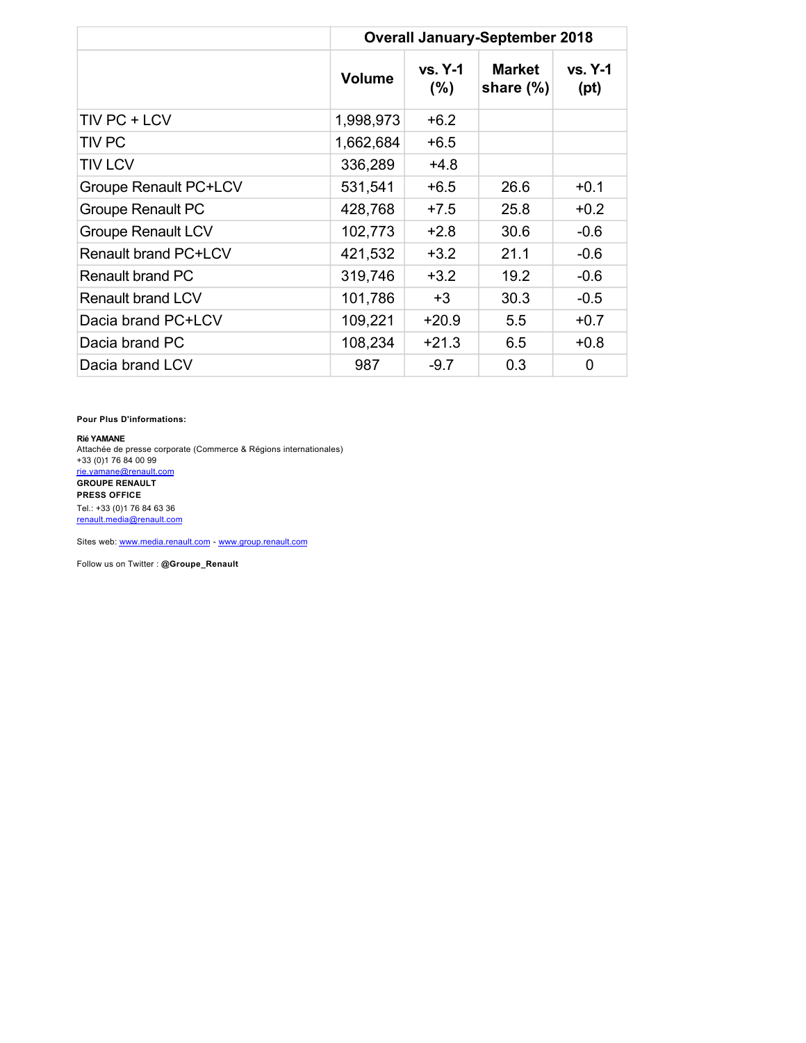| | Overall January-September 2018 | | | |
|---|---|---|---|---|
| | Volume | vs. Y-1 (%) | Market share (%) | vs. Y-1 (pt) |
| TIV PC + LCV | 1,998,973 | +6.2 | | |
| TIV PC | 1,662,684 | +6.5 | | |
| TIV LCV | 336,289 | +4.8 | | |
| Groupe Renault PC+LCV | 531,541 | +6.5 | 26.6 | +0.1 |
| Groupe Renault PC | 428,768 | +7.5 | 25.8 | +0.2 |
| Groupe Renault LCV | 102,773 | +2.8 | 30.6 | -0.6 |
| Renault brand PC+LCV | 421,532 | +3.2 | 21.1 | -0.6 |
| Renault brand PC | 319,746 | +3.2 | 19.2 | -0.6 |
| Renault brand LCV | 101,786 | +3 | 30.3 | -0.5 |
| Dacia brand PC+LCV | 109,221 | +20.9 | 5.5 | +0.7 |
| Dacia brand PC | 108,234 | +21.3 | 6.5 | +0.8 |
| Dacia brand LCV | 987 | -9.7 | 0.3 | 0 |

**Pour Plus D'informations:**

**Rié YAMANE**
Attachée de presse corporate (Commerce & Régions internationales)
+33 (0)1 76 84 00 99
rie.yamane@renault.com
**GROUPE RENAULT**
**PRESS OFFICE**
Tel.: +33 (0)1 76 84 63 36
renault.media@renault.com

Sites web: www.media.renault.com - www.group.renault.com

Follow us on Twitter : **@Groupe_Renault**